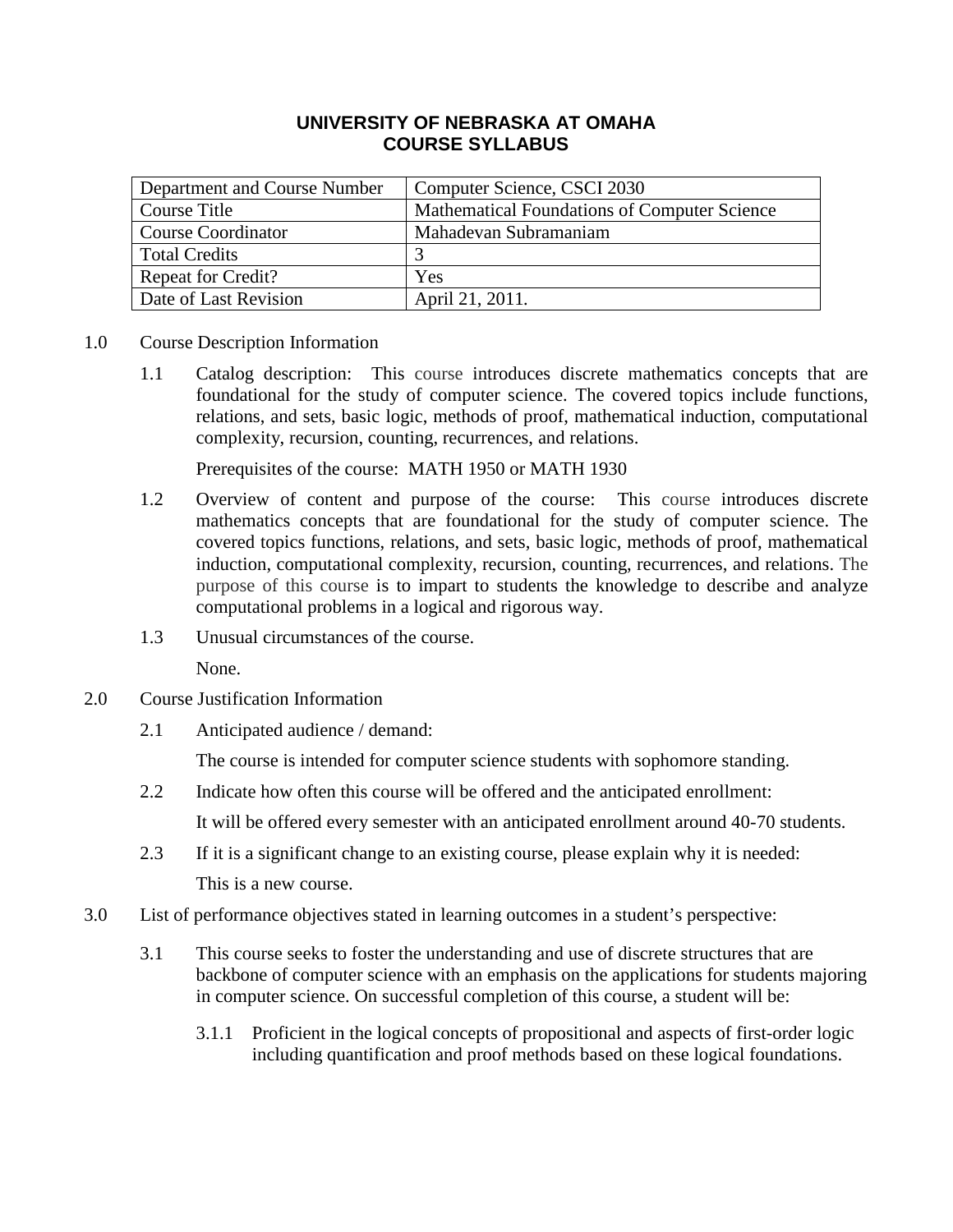# UNIVERSITY OF NEBRASKA AT OMAHA
# COURSE SYLLABUS

| Department and Course Number | Computer Science, CSCI 2030 |
|---|---|
| Course Title | Mathematical Foundations of Computer Science |
| Course Coordinator | Mahadevan Subramaniam |
| Total Credits | 3 |
| Repeat for Credit? | Yes |
| Date of Last Revision | April 21, 2011. |

1.0 Course Description Information

1.1 Catalog description: This course introduces discrete mathematics concepts that are foundational for the study of computer science. The covered topics include functions, relations, and sets, basic logic, methods of proof, mathematical induction, computational complexity, recursion, counting, recurrences, and relations.

Prerequisites of the course: MATH 1950 or MATH 1930

1.2 Overview of content and purpose of the course: This course introduces discrete mathematics concepts that are foundational for the study of computer science. The covered topics functions, relations, and sets, basic logic, methods of proof, mathematical induction, computational complexity, recursion, counting, recurrences, and relations. The purpose of this course is to impart to students the knowledge to describe and analyze computational problems in a logical and rigorous way.

1.3 Unusual circumstances of the course.

None.

2.0 Course Justification Information

2.1 Anticipated audience / demand:

The course is intended for computer science students with sophomore standing.

2.2 Indicate how often this course will be offered and the anticipated enrollment:

It will be offered every semester with an anticipated enrollment around 40-70 students.

2.3 If it is a significant change to an existing course, please explain why it is needed:

This is a new course.

3.0 List of performance objectives stated in learning outcomes in a student's perspective:

3.1 This course seeks to foster the understanding and use of discrete structures that are backbone of computer science with an emphasis on the applications for students majoring in computer science. On successful completion of this course, a student will be:

3.1.1 Proficient in the logical concepts of propositional and aspects of first-order logic including quantification and proof methods based on these logical foundations.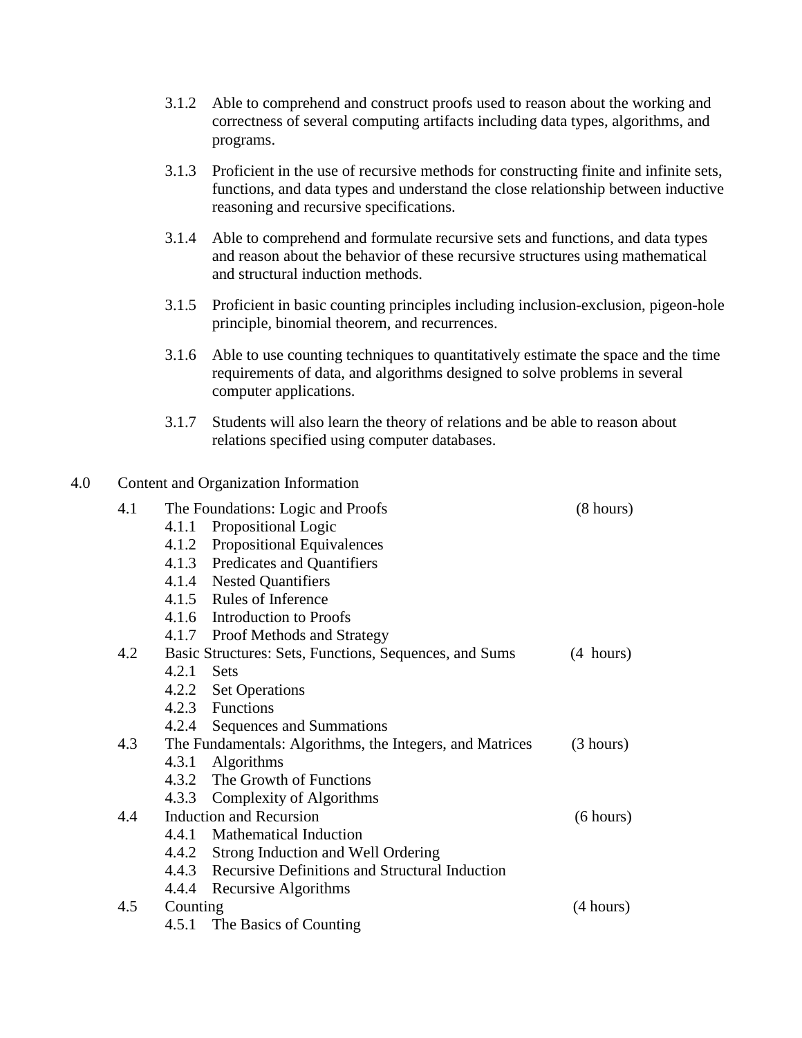3.1.2 Able to comprehend and construct proofs used to reason about the working and correctness of several computing artifacts including data types, algorithms, and programs.

3.1.3 Proficient in the use of recursive methods for constructing finite and infinite sets, functions, and data types and understand the close relationship between inductive reasoning and recursive specifications.

3.1.4 Able to comprehend and formulate recursive sets and functions, and data types and reason about the behavior of these recursive structures using mathematical and structural induction methods.

3.1.5 Proficient in basic counting principles including inclusion-exclusion, pigeon-hole principle, binomial theorem, and recurrences.

3.1.6 Able to use counting techniques to quantitatively estimate the space and the time requirements of data, and algorithms designed to solve problems in several computer applications.

3.1.7 Students will also learn the theory of relations and be able to reason about relations specified using computer databases.

## 4.0 Content and Organization Information

4.1 The Foundations: Logic and Proofs (8 hours)
- 4.1.1 Propositional Logic
- 4.1.2 Propositional Equivalences
- 4.1.3 Predicates and Quantifiers
- 4.1.4 Nested Quantifiers
- 4.1.5 Rules of Inference
- 4.1.6 Introduction to Proofs
- 4.1.7 Proof Methods and Strategy

4.2 Basic Structures: Sets, Functions, Sequences, and Sums (4 hours)
- 4.2.1 Sets
- 4.2.2 Set Operations
- 4.2.3 Functions
- 4.2.4 Sequences and Summations

4.3 The Fundamentals: Algorithms, the Integers, and Matrices (3 hours)
- 4.3.1 Algorithms
- 4.3.2 The Growth of Functions
- 4.3.3 Complexity of Algorithms

4.4 Induction and Recursion (6 hours)
- 4.4.1 Mathematical Induction
- 4.4.2 Strong Induction and Well Ordering
- 4.4.3 Recursive Definitions and Structural Induction
- 4.4.4 Recursive Algorithms

4.5 Counting (4 hours)
- 4.5.1 The Basics of Counting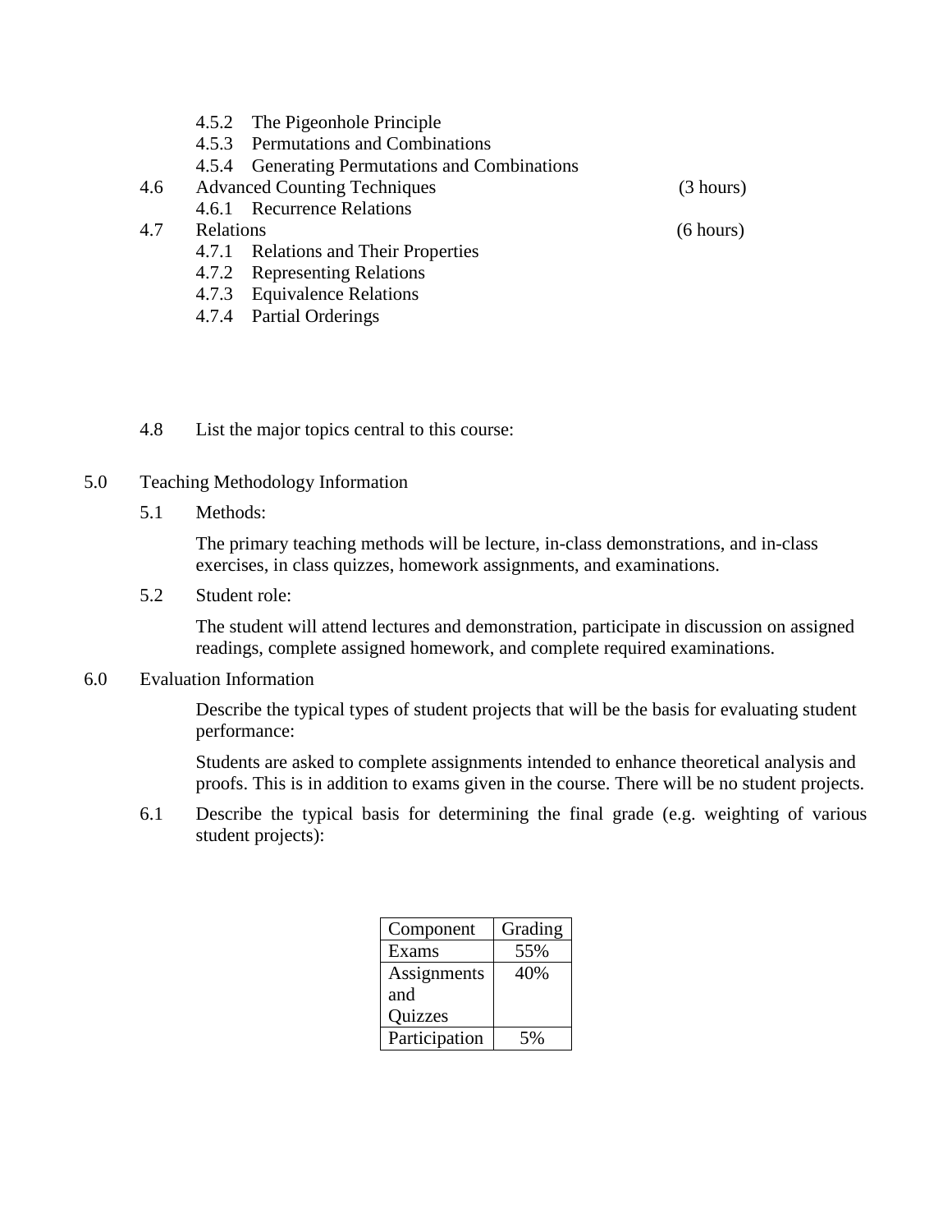- 4.5.2 The Pigeonhole Principle
- 4.5.3 Permutations and Combinations
- 4.5.4 Generating Permutations and Combinations

4.6 Advanced Counting Techniques (3 hours)

- 4.6.1 Recurrence Relations

4.7 Relations (6 hours)

- 4.7.1 Relations and Their Properties
- 4.7.2 Representing Relations
- 4.7.3 Equivalence Relations
- 4.7.4 Partial Orderings

4.8 List the major topics central to this course:

## 5.0 Teaching Methodology Information

### 5.1 Methods:

The primary teaching methods will be lecture, in-class demonstrations, and in-class exercises, in class quizzes, homework assignments, and examinations.

### 5.2 Student role:

The student will attend lectures and demonstration, participate in discussion on assigned readings, complete assigned homework, and complete required examinations.

## 6.0 Evaluation Information

Describe the typical types of student projects that will be the basis for evaluating student performance:

Students are asked to complete assignments intended to enhance theoretical analysis and proofs. This is in addition to exams given in the course. There will be no student projects.

### 6.1 Describe the typical basis for determining the final grade (e.g. weighting of various student projects):

| Component | Grading |
| --- | --- |
| Exams | 55% |
| Assignments and Quizzes | 40% |
| Participation | 5% |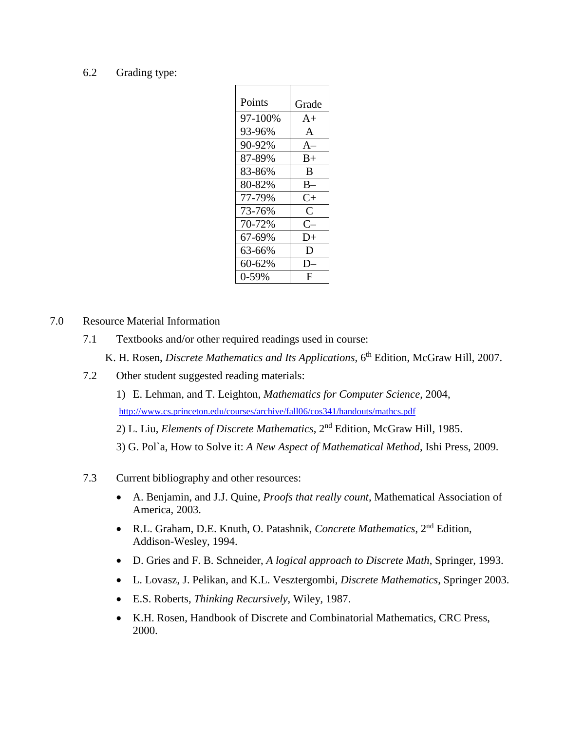6.2 Grading type:

| Points | Grade |
|---|---|
| 97-100% | A+ |
| 93-96% | A |
| 90-92% | A– |
| 87-89% | B+ |
| 83-86% | B |
| 80-82% | B– |
| 77-79% | C+ |
| 73-76% | C |
| 70-72% | C– |
| 67-69% | D+ |
| 63-66% | D |
| 60-62% | D– |
| 0-59% | F |

7.0 Resource Material Information

7.1 Textbooks and/or other required readings used in course:

K. H. Rosen, *Discrete Mathematics and Its Applications*, 6th Edition, McGraw Hill, 2007.

7.2 Other student suggested reading materials:

1) E. Lehman, and T. Leighton, *Mathematics for Computer Science*, 2004, http://www.cs.princeton.edu/courses/archive/fall06/cos341/handouts/mathcs.pdf

2) L. Liu, *Elements of Discrete Mathematics*, 2nd Edition, McGraw Hill, 1985.

3) G. Pol`a, How to Solve it: *A New Aspect of Mathematical Method*, Ishi Press, 2009.

7.3 Current bibliography and other resources:

- A. Benjamin, and J.J. Quine, *Proofs that really count*, Mathematical Association of America, 2003.
- R.L. Graham, D.E. Knuth, O. Patashnik, *Concrete Mathematics*, 2nd Edition, Addison-Wesley, 1994.
- D. Gries and F. B. Schneider, *A logical approach to Discrete Math*, Springer, 1993.
- L. Lovasz, J. Pelikan, and K.L. Vesztergombi, *Discrete Mathematics*, Springer 2003.
- E.S. Roberts, *Thinking Recursively*, Wiley, 1987.
- K.H. Rosen, Handbook of Discrete and Combinatorial Mathematics, CRC Press, 2000.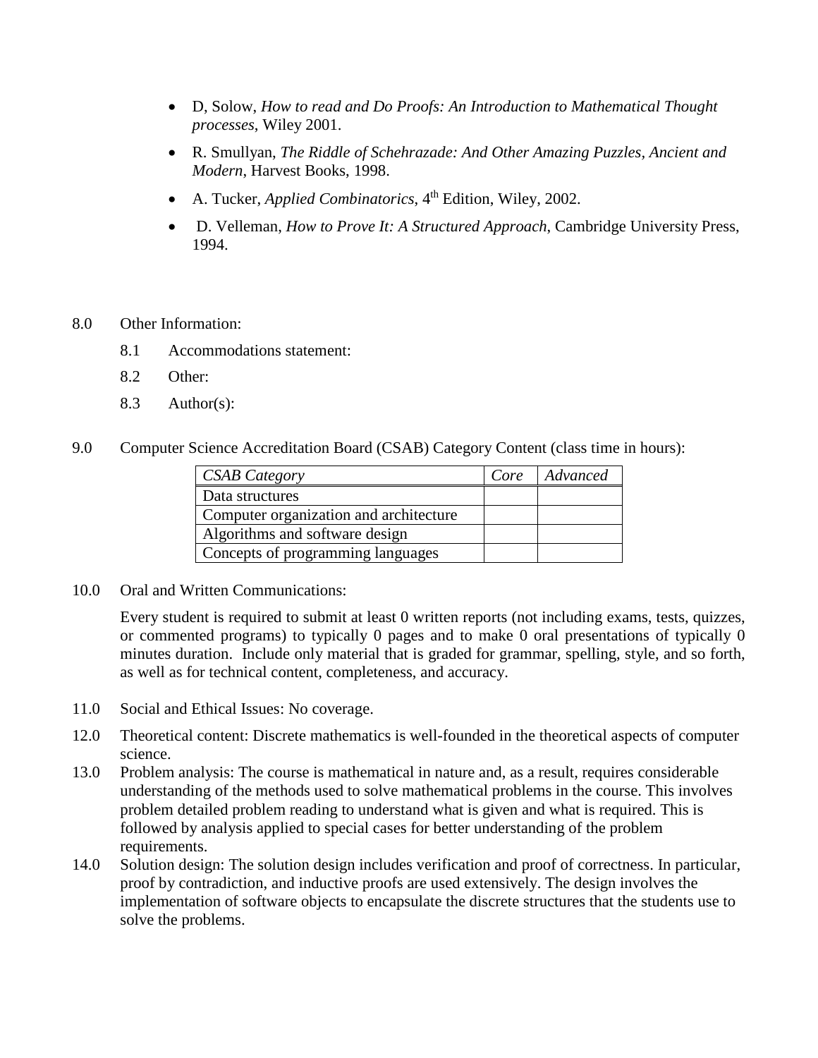- D, Solow, *How to read and Do Proofs: An Introduction to Mathematical Thought processes*, Wiley 2001.
- R. Smullyan, *The Riddle of Schehrazade: And Other Amazing Puzzles, Ancient and Modern*, Harvest Books, 1998.
- A. Tucker, *Applied Combinatorics*, 4th Edition, Wiley, 2002.
- D. Velleman, *How to Prove It: A Structured Approach*, Cambridge University Press, 1994.

8.0 Other Information:

8.1 Accommodations statement:

8.2 Other:

8.3 Author(s):

9.0 Computer Science Accreditation Board (CSAB) Category Content (class time in hours):

| *CSAB Category* | *Core* | *Advanced* |
|---|---|---|
| Data structures | | |
| Computer organization and architecture | | |
| Algorithms and software design | | |
| Concepts of programming languages | | |

10.0 Oral and Written Communications:

Every student is required to submit at least 0 written reports (not including exams, tests, quizzes, or commented programs) to typically 0 pages and to make 0 oral presentations of typically 0 minutes duration. Include only material that is graded for grammar, spelling, style, and so forth, as well as for technical content, completeness, and accuracy.

11.0 Social and Ethical Issues: No coverage.

12.0 Theoretical content: Discrete mathematics is well-founded in the theoretical aspects of computer science.

13.0 Problem analysis: The course is mathematical in nature and, as a result, requires considerable understanding of the methods used to solve mathematical problems in the course. This involves problem detailed problem reading to understand what is given and what is required. This is followed by analysis applied to special cases for better understanding of the problem requirements.

14.0 Solution design: The solution design includes verification and proof of correctness. In particular, proof by contradiction, and inductive proofs are used extensively. The design involves the implementation of software objects to encapsulate the discrete structures that the students use to solve the problems.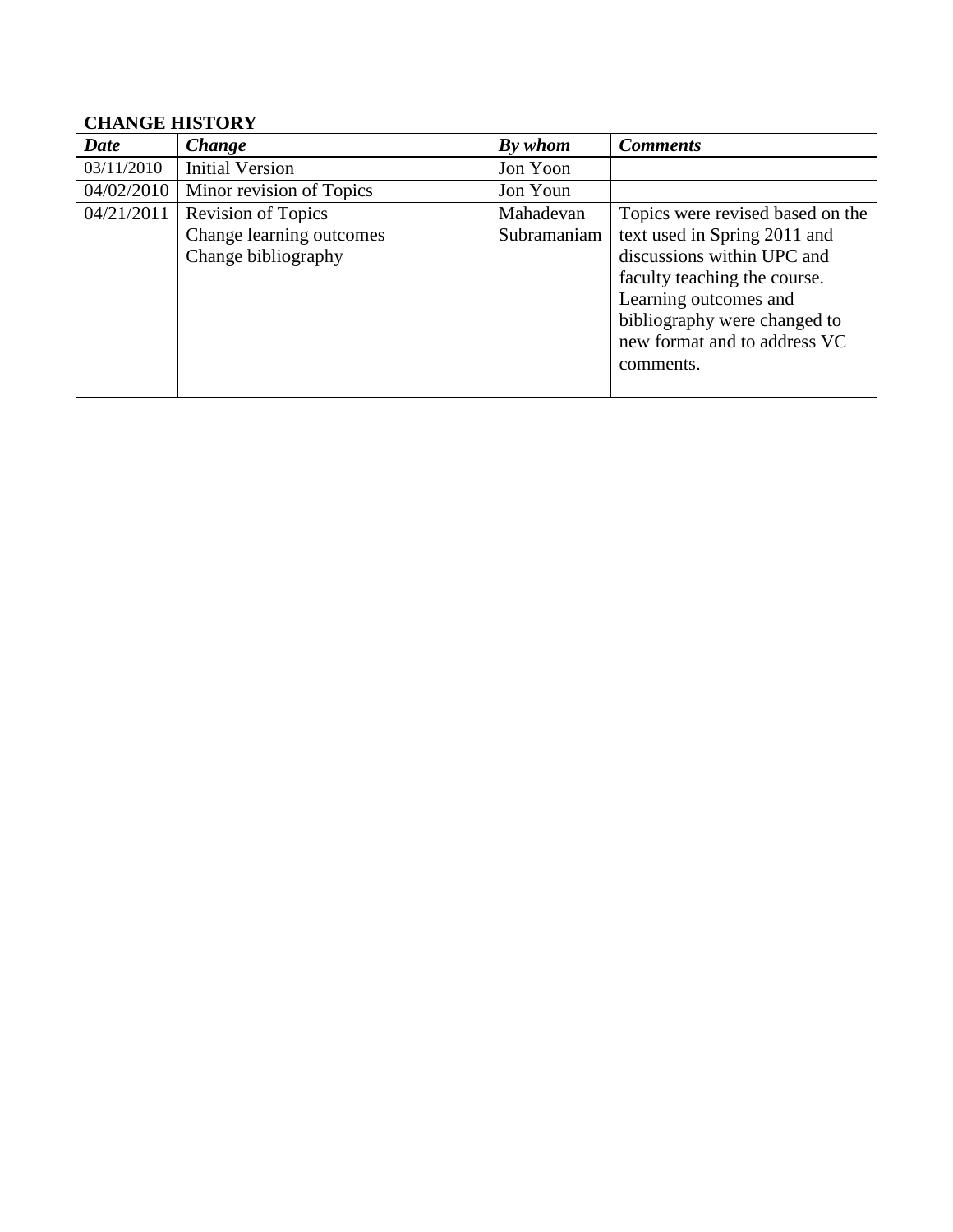**CHANGE HISTORY**

| *Date* | *Change* | *By whom* | *Comments* |
|---|---|---|---|
| 03/11/2010 | Initial Version | Jon Yoon | |
| 04/02/2010 | Minor revision of Topics | Jon Youn | |
| 04/21/2011 | Revision of Topics<br>Change learning outcomes<br>Change bibliography | Mahadevan Subramaniam | Topics were revised based on the text used in Spring 2011 and discussions within UPC and faculty teaching the course. Learning outcomes and bibliography were changed to new format and to address VC comments. |
| | | | |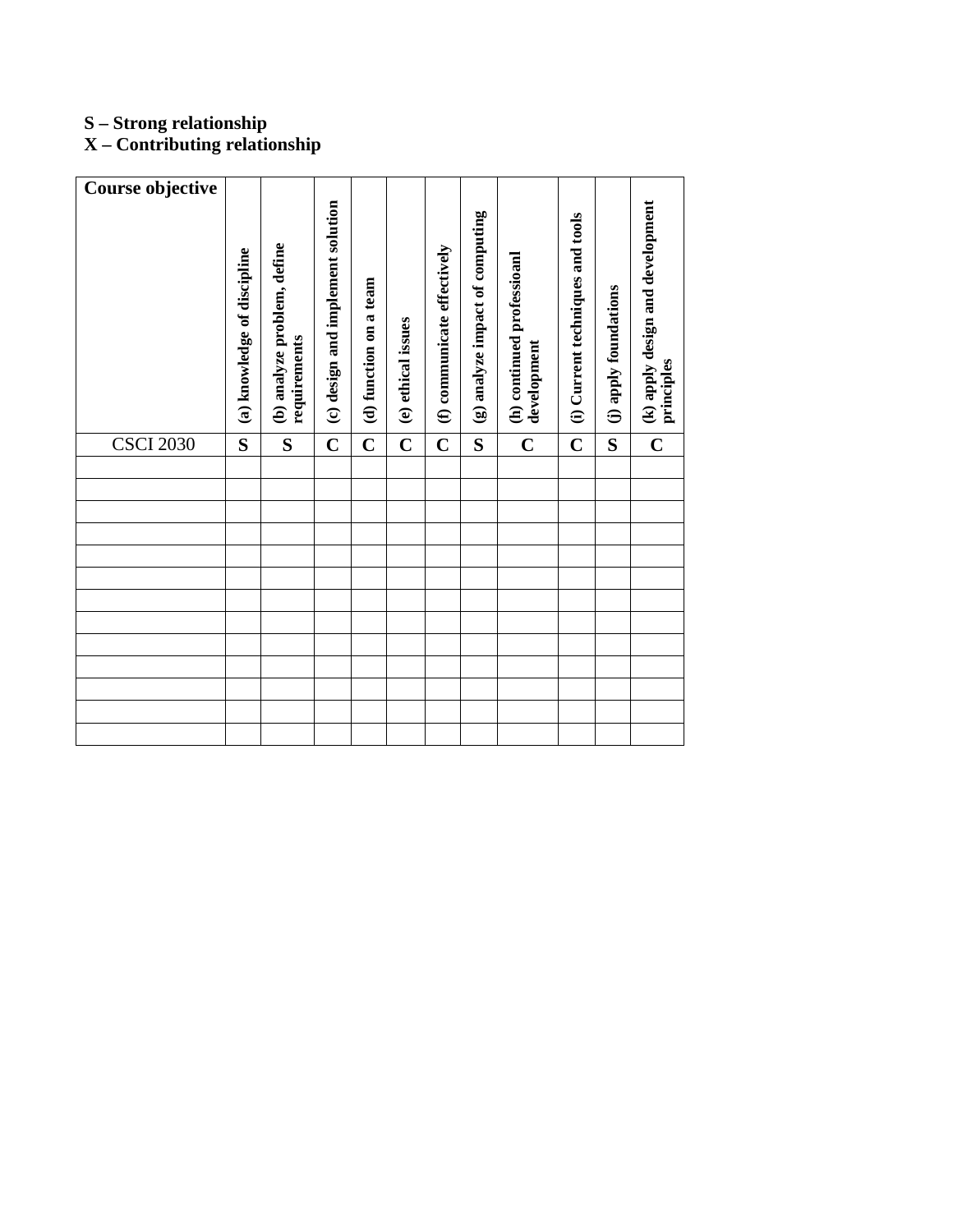**S – Strong relationship**
**X – Contributing relationship**

| Course objective | (a) knowledge of discipline | (b) analyze problem, define requirements | (c) design and implement solution | (d) function on a team | (e) ethical issues | (f) communicate effectively | (g) analyze impact of computing | (h) continued professioanl development | (i) Current techniques and tools | (j) apply foundations | (k) apply design and development principles |
|---|---|---|---|---|---|---|---|---|---|---|---|
| CSCI 2030 | **S** | **S** | **C** | **C** | **C** | **C** | **S** | **C** | **C** | **S** | **C** |
| | | | | | | | | | | | |
| | | | | | | | | | | | |
| | | | | | | | | | | | |
| | | | | | | | | | | | |
| | | | | | | | | | | | |
| | | | | | | | | | | | |
| | | | | | | | | | | | |
| | | | | | | | | | | | |
| | | | | | | | | | | | |
| | | | | | | | | | | | |
| | | | | | | | | | | | |
| | | | | | | | | | | | |
| | | | | | | | | | | | |